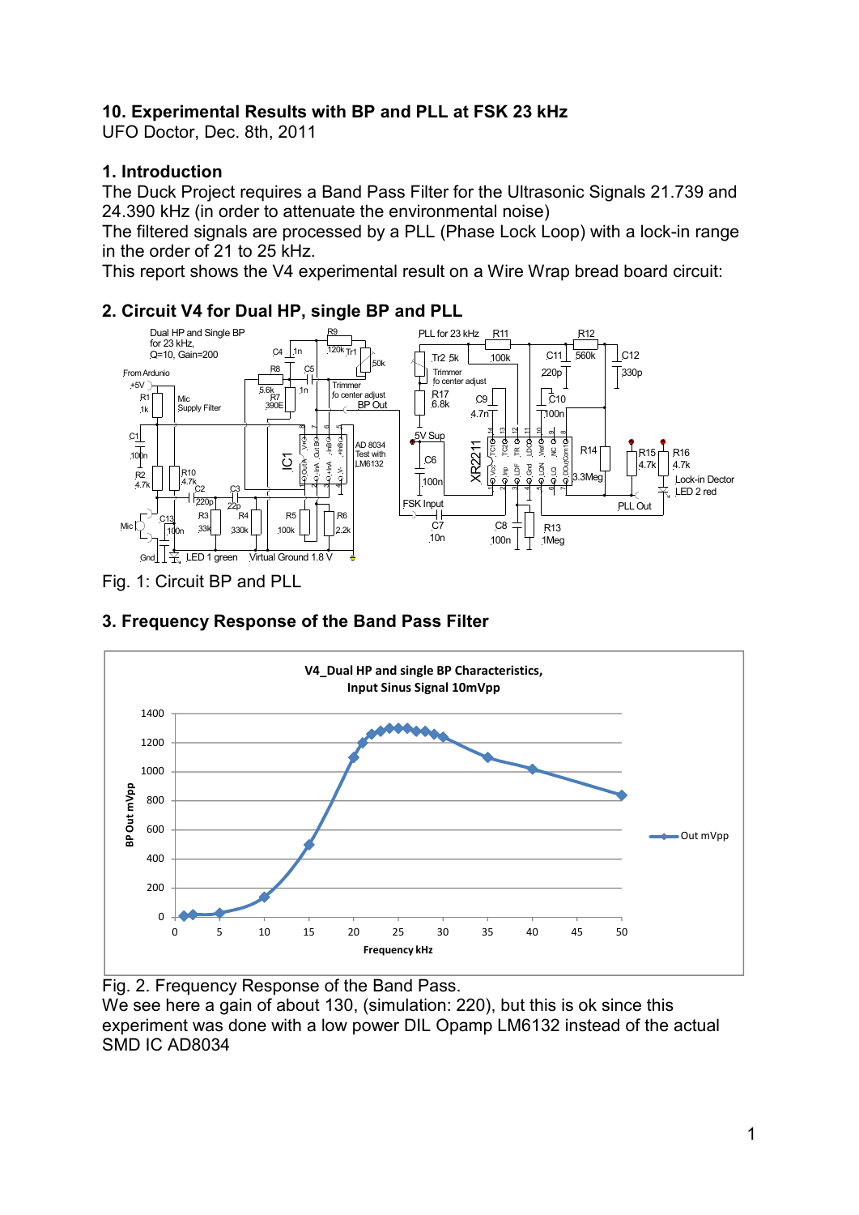# 10. Experimental Results with BP and PLL at FSK 23 kHz

UFO Doctor, Dec. 8th, 2011

## 1. Introduction

The Duck Project requires a Band Pass Filter for the Ultrasonic Signals 21.739 and 24.390 kHz (in order to attenuate the environmental noise)
The filtered signals are processed by a PLL (Phase Lock Loop) with a lock-in range in the order of 21 to 25 kHz.
This report shows the V4 experimental result on a Wire Wrap bread board circuit:

## 2. Circuit V4 for Dual HP, single BP and PLL

Fig. 1: Circuit BP and PLL

## 3. Frequency Response of the Band Pass Filter

Fig. 2. Frequency Response of the Band Pass.

We see here a gain of about 130, (simulation: 220), but this is ok since this experiment was done with a low power DIL Opamp LM6132 instead of the actual SMD IC AD8034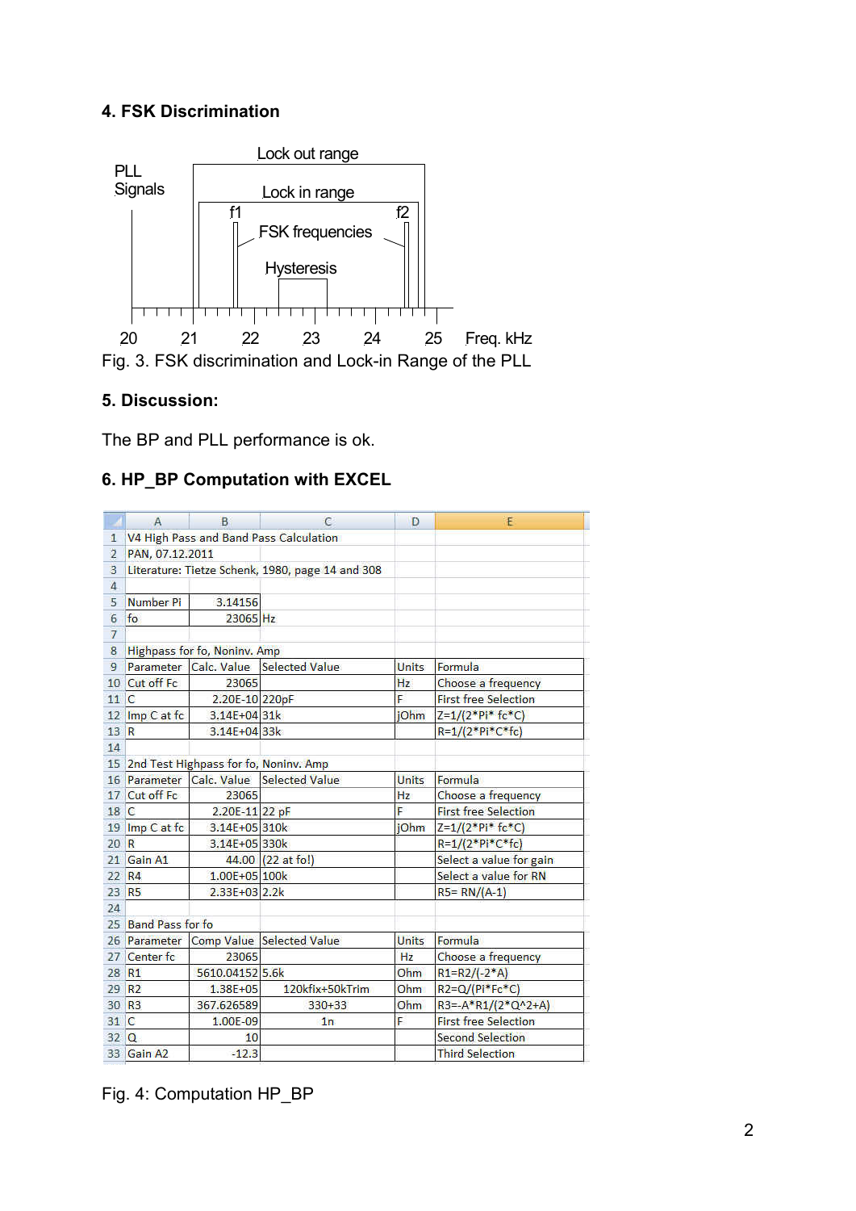## 4. FSK Discrimination

PLL Signals

Lock out range

Lock in range

f1 f2

FSK frequencies

Hysteresis

20 21 22 23 24 25 Freq. kHz

Fig. 3. FSK discrimination and Lock-in Range of the PLL

## 5. Discussion:

The BP and PLL performance is ok.

## 6. HP_BP Computation with EXCEL

| | A | B | C | D | E |
|---|---|---|---|---|---|
| 1 | V4 High Pass and Band Pass Calculation | | | | |
| 2 | PAN, 07.12.2011 | | | | |
| 3 | Literature: Tietze Schenk, 1980, page 14 and 308 | | | | |
| 4 | | | | | |
| 5 | Number Pi | 3.14156 | | | |
| 6 | fo | 23065 | Hz | | |
| 7 | | | | | |
| 8 | Highpass for fo, Noninv. Amp | | | | |
| 9 | Parameter | Calc. Value | Selected Value | Units | Formula |
| 10 | Cut off Fc | 23065 | | Hz | Choose a frequency |
| 11 | C | 2.20E-10 | 220pF | F | First free Selection |
| 12 | Imp C at fc | 3.14E+04 | 31k | jOhm | Z=1/(2*Pi* fc*C) |
| 13 | R | 3.14E+04 | 33k | | R=1/(2*Pi*C*fc) |
| 14 | | | | | |
| 15 | 2nd Test Highpass for fo, Noninv. Amp | | | | |
| 16 | Parameter | Calc. Value | Selected Value | Units | Formula |
| 17 | Cut off Fc | 23065 | | Hz | Choose a frequency |
| 18 | C | 2.20E-11 | 22 pF | F | First free Selection |
| 19 | Imp C at fc | 3.14E+05 | 310k | jOhm | Z=1/(2*Pi* fc*C) |
| 20 | R | 3.14E+05 | 330k | | R=1/(2*Pi*C*fc) |
| 21 | Gain A1 | 44.00 | (22 at fo!) | | Select a value for gain |
| 22 | R4 | 1.00E+05 | 100k | | Select a value for RN |
| 23 | R5 | 2.33E+03 | 2.2k | | R5= RN/(A-1) |
| 24 | | | | | |
| 25 | Band Pass for fo | | | | |
| 26 | Parameter | Comp Value | Selected Value | Units | Formula |
| 27 | Center fc | 23065 | | Hz | Choose a frequency |
| 28 | R1 | 5610.04152 | 5.6k | Ohm | R1=R2/(-2*A) |
| 29 | R2 | 1.38E+05 | 120kfix+50kTrim | Ohm | R2=Q/(Pi*Fc*C) |
| 30 | R3 | 367.626589 | 330+33 | Ohm | R3=-A*R1/(2*Q^2+A) |
| 31 | C | 1.00E-09 | 1n | F | First free Selection |
| 32 | Q | 10 | | | Second Selection |
| 33 | Gain A2 | -12.3 | | | Third Selection |

Fig. 4: Computation HP_BP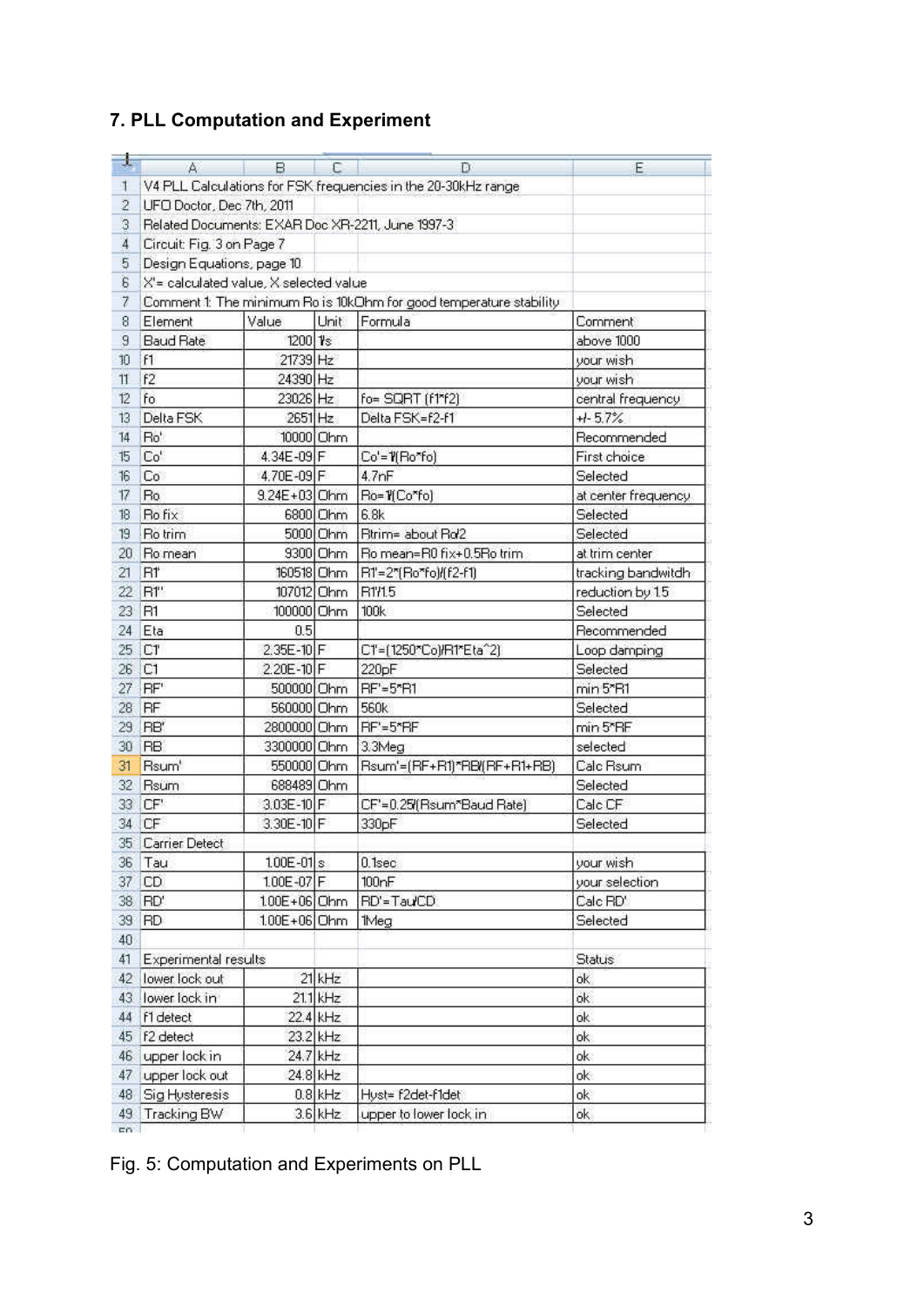## 7. PLL Computation and Experiment

| | A | B | C | D | E |
|---|---|---|---|---|---|
| 1 | V4 PLL Calculations for FSK frequencies in the 20-30kHz range | | | | |
| 2 | UFO Doctor, Dec 7th, 2011 | | | | |
| 3 | Related Documents: EXAR Doc XR-2211, June 1997-3 | | | | |
| 4 | Circuit: Fig. 3 on Page 7 | | | | |
| 5 | Design Equations, page 10 | | | | |
| 6 | X'= calculated value, X selected value | | | | |
| 7 | Comment 1: The minimum Ro is 10kOhm for good temperature stability | | | | |
| 8 | Element | Value | Unit | Formula | Comment |
| 9 | Baud Rate | 1200 | 1/s | | above 1000 |
| 10 | f1 | 21739 | Hz | | your wish |
| 11 | f2 | 24390 | Hz | | your wish |
| 12 | fo | 23026 | Hz | fo= SQRT (f1*f2) | central frequency |
| 13 | Delta FSK | 2651 | Hz | Delta FSK=f2-f1 | +/- 5.7% |
| 14 | Ro' | 10000 | Ohm | | Recommended |
| 15 | Co' | 4.34E-09 | F | Co'=1/(Ro*fo) | First choice |
| 16 | Co | 4.70E-09 | F | 4.7nF | Selected |
| 17 | Ro | 9.24E+03 | Ohm | Ro=1/(Co*fo) | at center frequency |
| 18 | Ro fix | 6800 | Ohm | 6.8k | Selected |
| 19 | Ro trim | 5000 | Ohm | Rtrim= about Ro/2 | Selected |
| 20 | Ro mean | 9300 | Ohm | Ro mean=R0 fix+0.5Ro trim | at trim center |
| 21 | R1' | 160518 | Ohm | R1'=2*(Ro*fo)/(f2-f1) | tracking bandwitdh |
| 22 | R1'' | 107012 | Ohm | R1'/1.5 | reduction by 1.5 |
| 23 | R1 | 100000 | Ohm | 100k | Selected |
| 24 | Eta | 0.5 | | | Recommended |
| 25 | C1' | 2.35E-10 | F | C1'=(1250*Co)/R1*Eta^2) | Loop damping |
| 26 | C1 | 2.20E-10 | F | 220pF | Selected |
| 27 | RF' | 500000 | Ohm | RF'=5*R1 | min 5*R1 |
| 28 | RF | 560000 | Ohm | 560k | Selected |
| 29 | RB' | 2800000 | Ohm | RF'=5*RF | min 5*RF |
| 30 | RB | 3300000 | Ohm | 3.3Meg | selected |
| 31 | Rsum' | 550000 | Ohm | Rsum'=(RF+R1)*RB/(RF+R1+RB) | Calc Rsum |
| 32 | Rsum | 688489 | Ohm | | Selected |
| 33 | CF' | 3.03E-10 | F | CF'=0.25/(Rsum*Baud Rate) | Calc CF |
| 34 | CF | 3.30E-10 | F | 330pF | Selected |
| 35 | Carrier Detect | | | | |
| 36 | Tau | 1.00E-01 | s | 0.1sec | your wish |
| 37 | CD | 1.00E-07 | F | 100nF | your selection |
| 38 | RD' | 1.00E+06 | Ohm | RD'=Tau/CD | Calc RD' |
| 39 | RD | 1.00E+06 | Ohm | 1Meg | Selected |
| 40 | | | | | |
| 41 | Experimental results | | | | Status |
| 42 | lower lock out | 21 | kHz | | ok |
| 43 | lower lock in | 21.1 | kHz | | ok |
| 44 | f1 detect | 22.4 | kHz | | ok |
| 45 | f2 detect | 23.2 | kHz | | ok |
| 46 | upper lock in | 24.7 | kHz | | ok |
| 47 | upper lock out | 24.8 | kHz | | ok |
| 48 | Sig Hysteresis | 0.8 | kHz | Hyst= f2det-f1det | ok |
| 49 | Tracking BW | 3.6 | kHz | upper to lower lock in | ok |

Fig. 5: Computation and Experiments on PLL